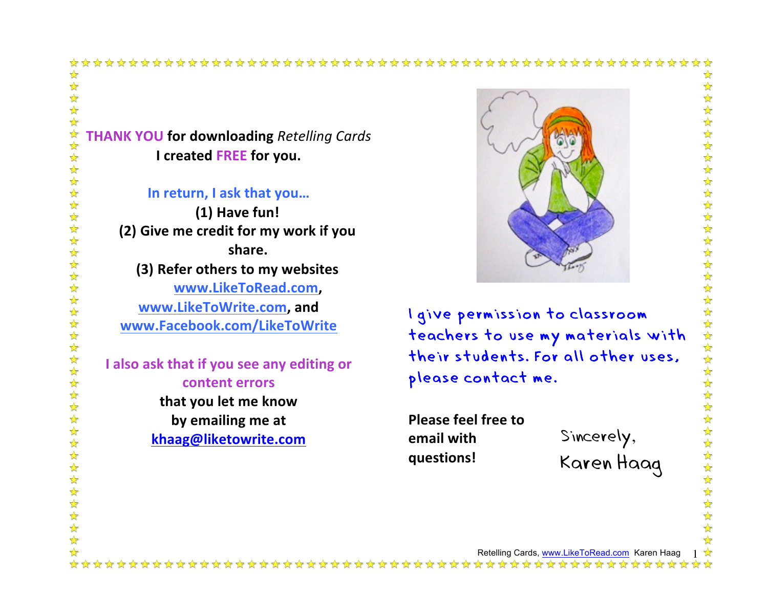**THANK YOU for downloading *Retelling Cards* I created FREE for you.**

**In return, I ask that you…**

**(1) Have fun!**

**(2) Give me credit for my work if you share.**

**(3) Refer others to my websites [www.LikeToRead.com](http://www.LikeToRead.com), [www.LikeToWrite.com](http://www.LikeToWrite.com), and [www.Facebook.com/LikeToWrite](http://www.Facebook.com/LikeToWrite)**

**I also ask that if you see any editing or content errors that you let me know by emailing me at [khaag@liketowrite.com](mailto:khaag@liketowrite.com)**

I give permission to classroom teachers to use my materials with their students. For all other uses, please contact me.

**Please feel free to email with questions!**

Sincerely,
Karen Haag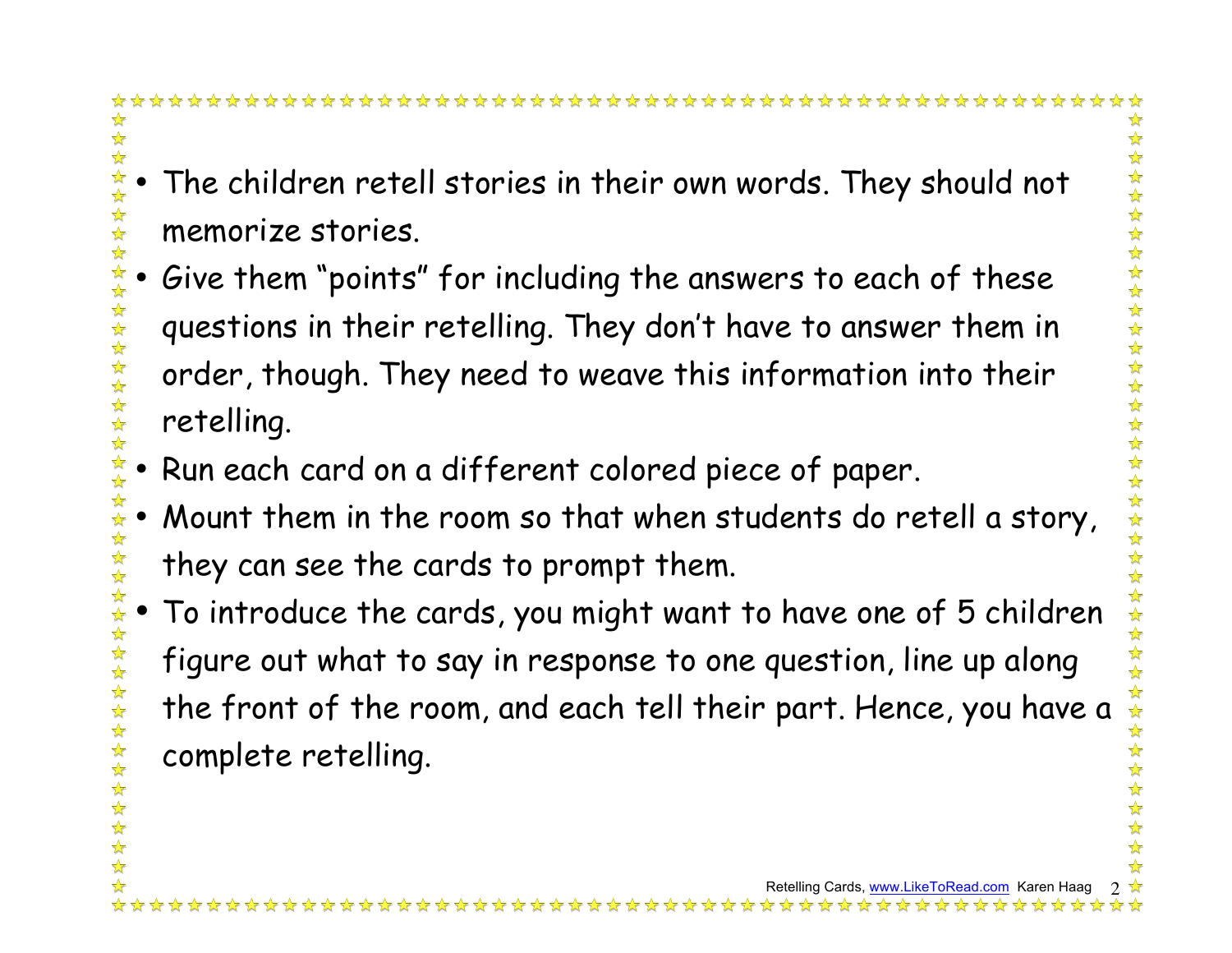- The children retell stories in their own words. They should not memorize stories.
- Give them "points" for including the answers to each of these questions in their retelling. They don't have to answer them in order, though. They need to weave this information into their retelling.
- Run each card on a different colored piece of paper.
- Mount them in the room so that when students do retell a story, they can see the cards to prompt them.
- To introduce the cards, you might want to have one of 5 children figure out what to say in response to one question, line up along the front of the room, and each tell their part. Hence, you have a complete retelling.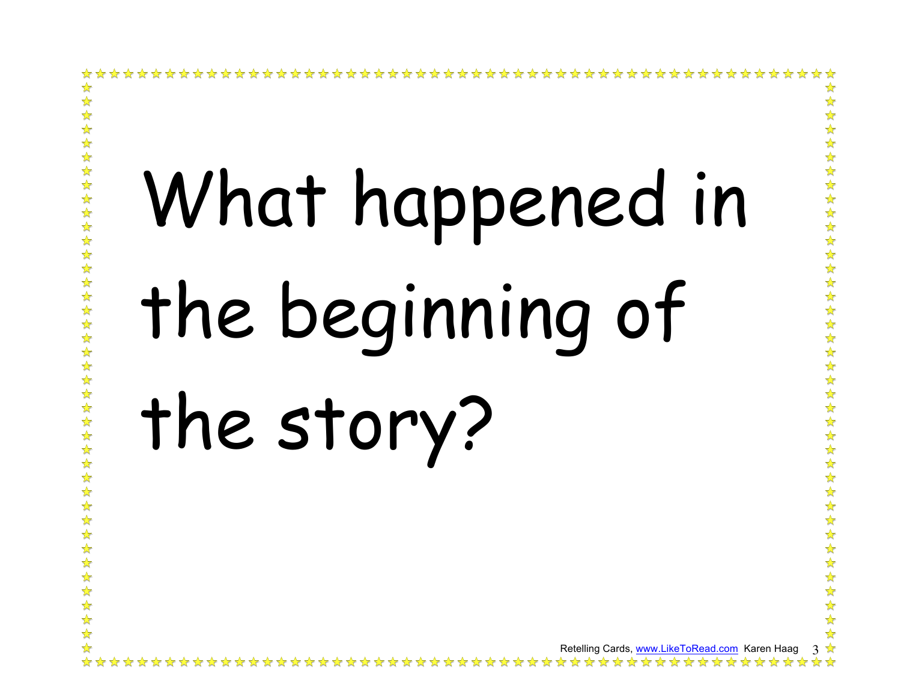# What happened in the beginning of the story?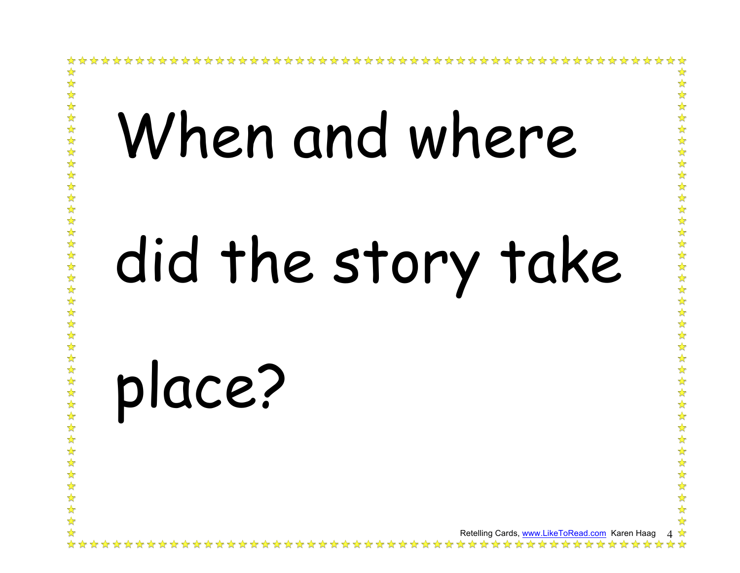# When and where did the story take place?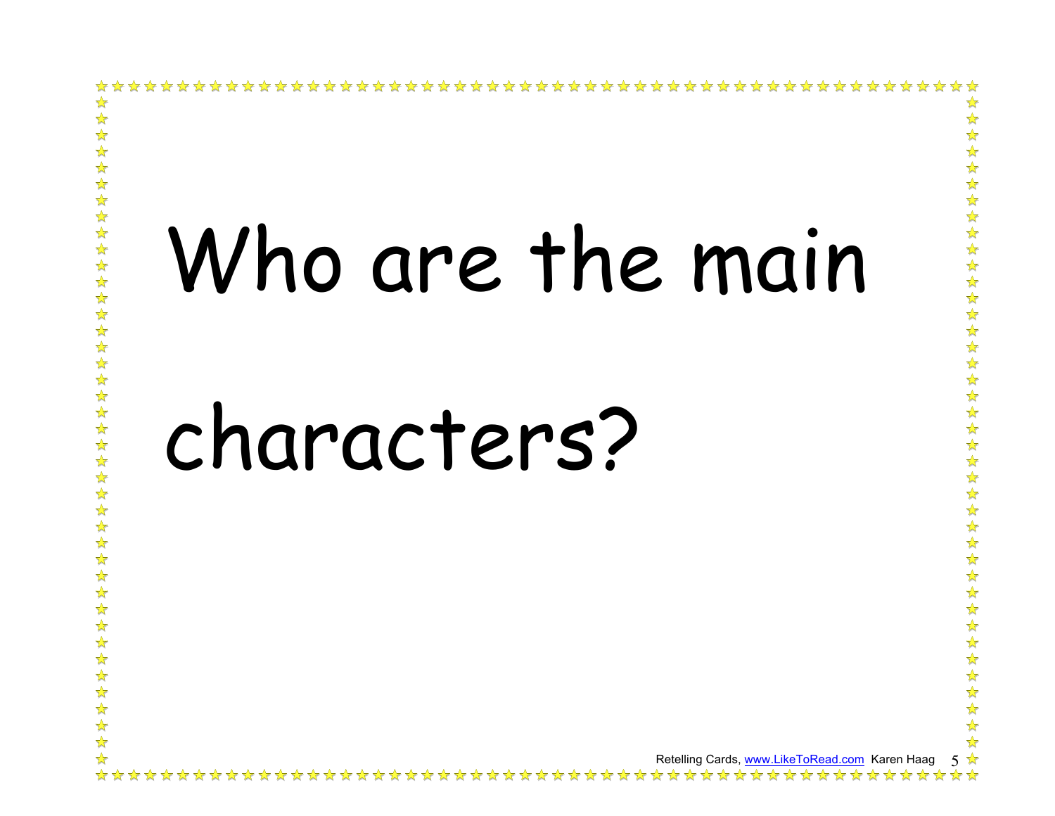# Who are the main characters?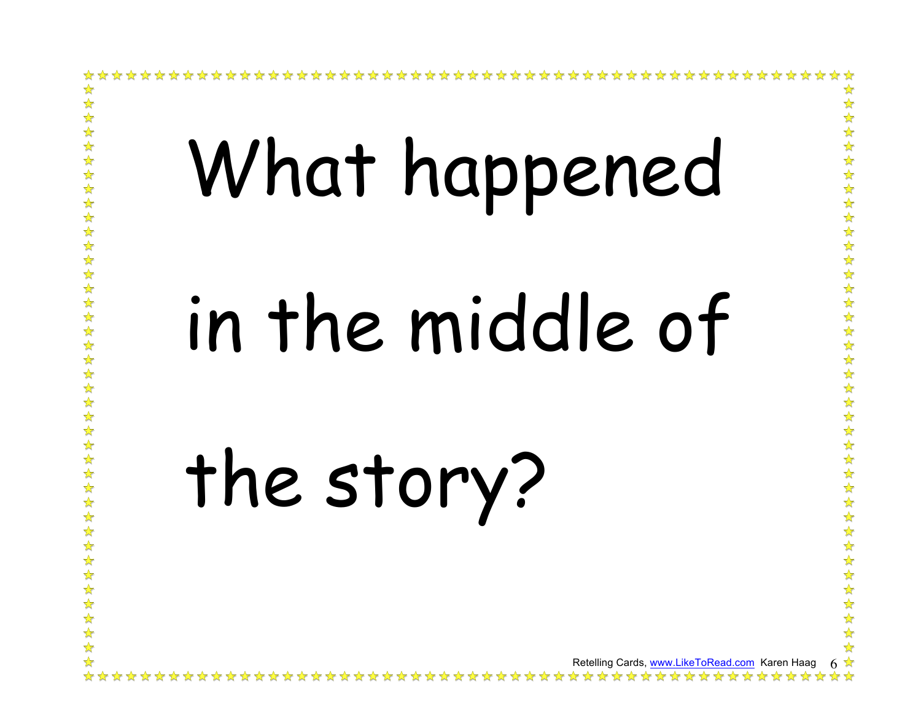# What happened in the middle of the story?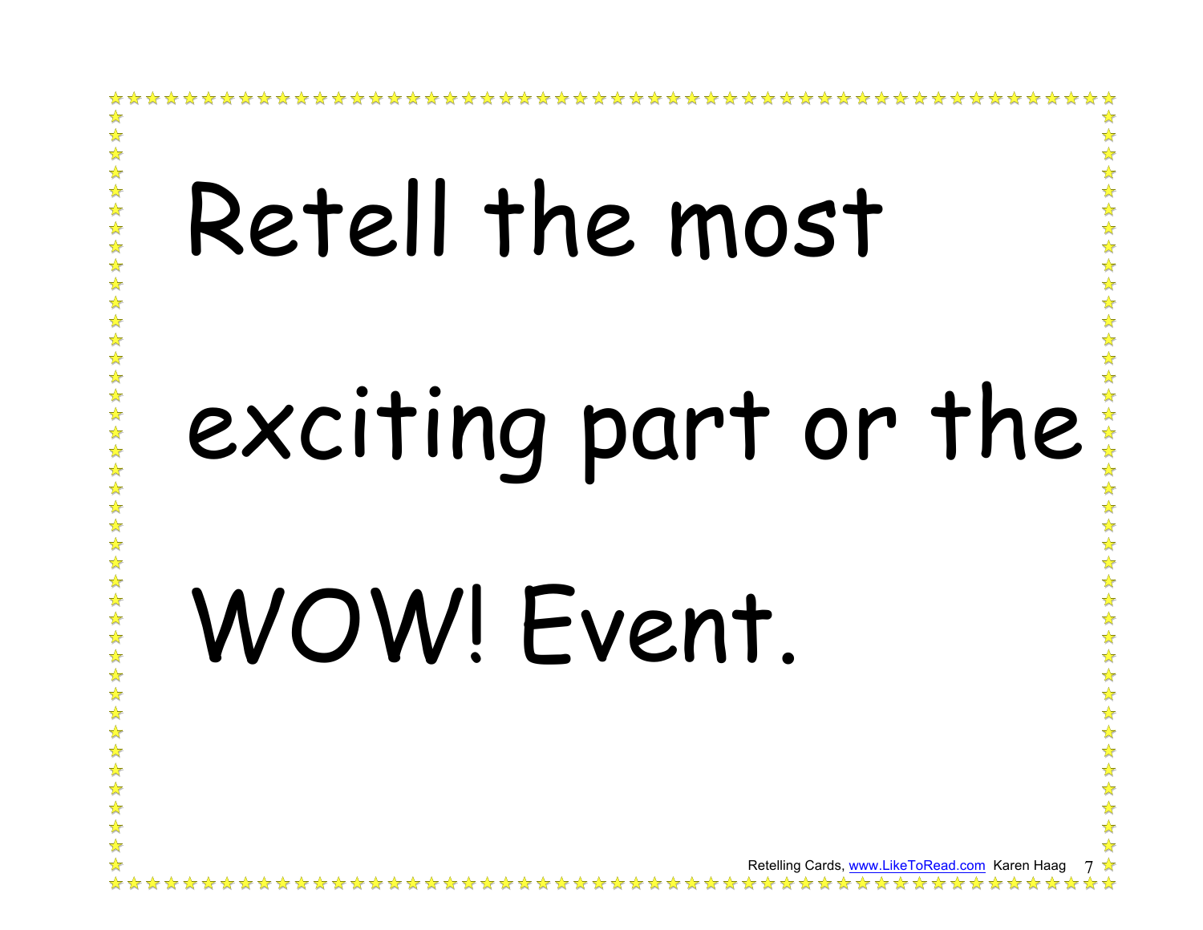# Retell the most exciting part or the WOW! Event.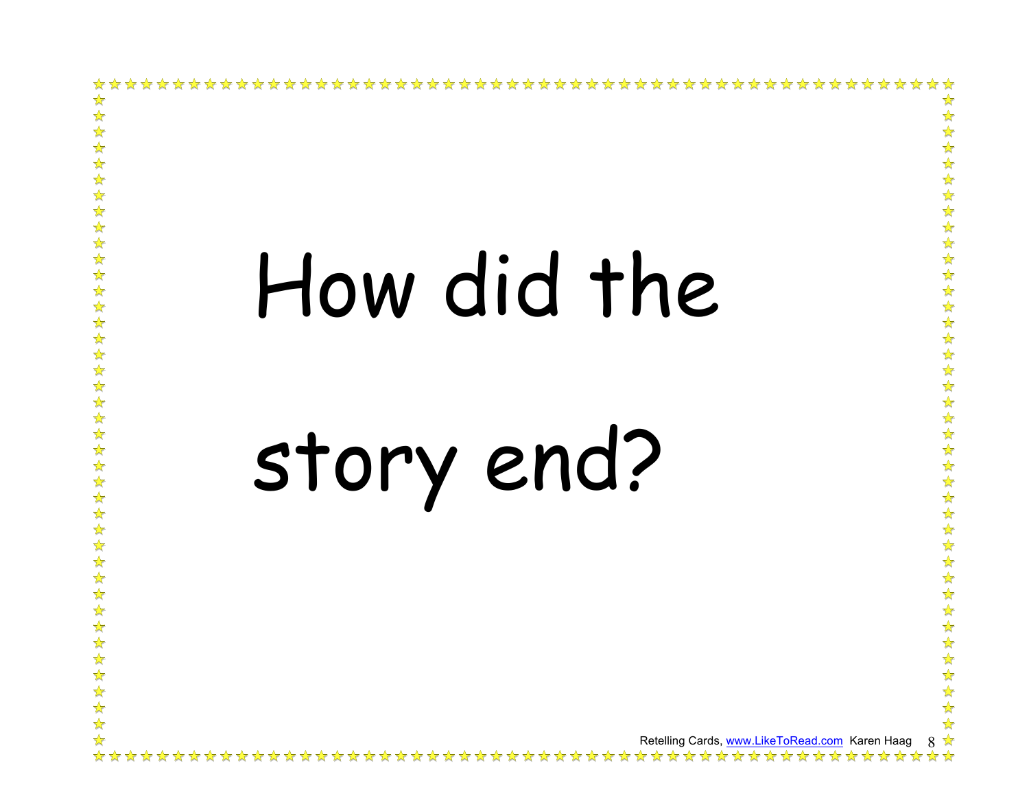# How did the story end?